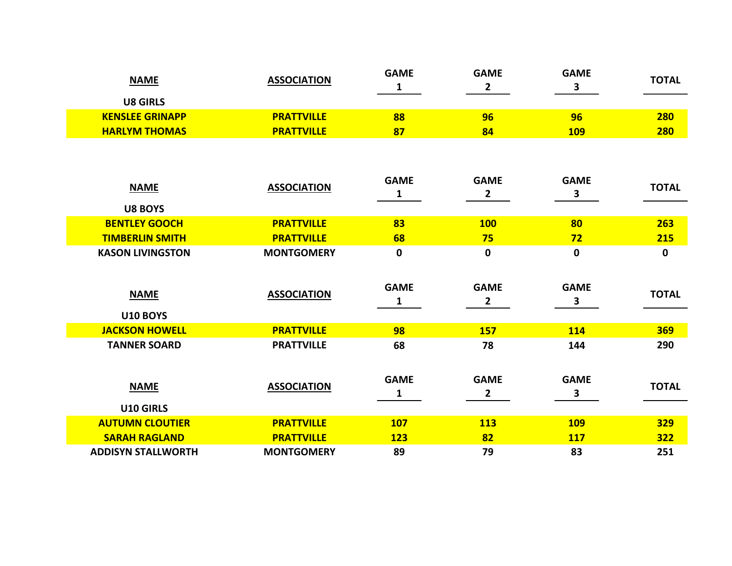| NAME | ASSOCIATION | GAME 1 | GAME 2 | GAME 3 | TOTAL |
|---|---|---|---|---|---|
| **U8 GIRLS** | | | | | |
| KENSLEE GRINAPP | PRATTVILLE | 88 | 96 | 96 | 280 |
| HARLYM THOMAS | PRATTVILLE | 87 | 84 | 109 | 280 |

| NAME | ASSOCIATION | GAME 1 | GAME 2 | GAME 3 | TOTAL |
|---|---|---|---|---|---|
| **U8 BOYS** | | | | | |
| BENTLEY GOOCH | PRATTVILLE | 83 | 100 | 80 | 263 |
| TIMBERLIN SMITH | PRATTVILLE | 68 | 75 | 72 | 215 |
| KASON LIVINGSTON | MONTGOMERY | 0 | 0 | 0 | 0 |

| NAME | ASSOCIATION | GAME 1 | GAME 2 | GAME 3 | TOTAL |
|---|---|---|---|---|---|
| **U10 BOYS** | | | | | |
| JACKSON HOWELL | PRATTVILLE | 98 | 157 | 114 | 369 |
| TANNER SOARD | PRATTVILLE | 68 | 78 | 144 | 290 |

| NAME | ASSOCIATION | GAME 1 | GAME 2 | GAME 3 | TOTAL |
|---|---|---|---|---|---|
| **U10 GIRLS** | | | | | |
| AUTUMN CLOUTIER | PRATTVILLE | 107 | 113 | 109 | 329 |
| SARAH RAGLAND | PRATTVILLE | 123 | 82 | 117 | 322 |
| ADDISYN STALLWORTH | MONTGOMERY | 89 | 79 | 83 | 251 |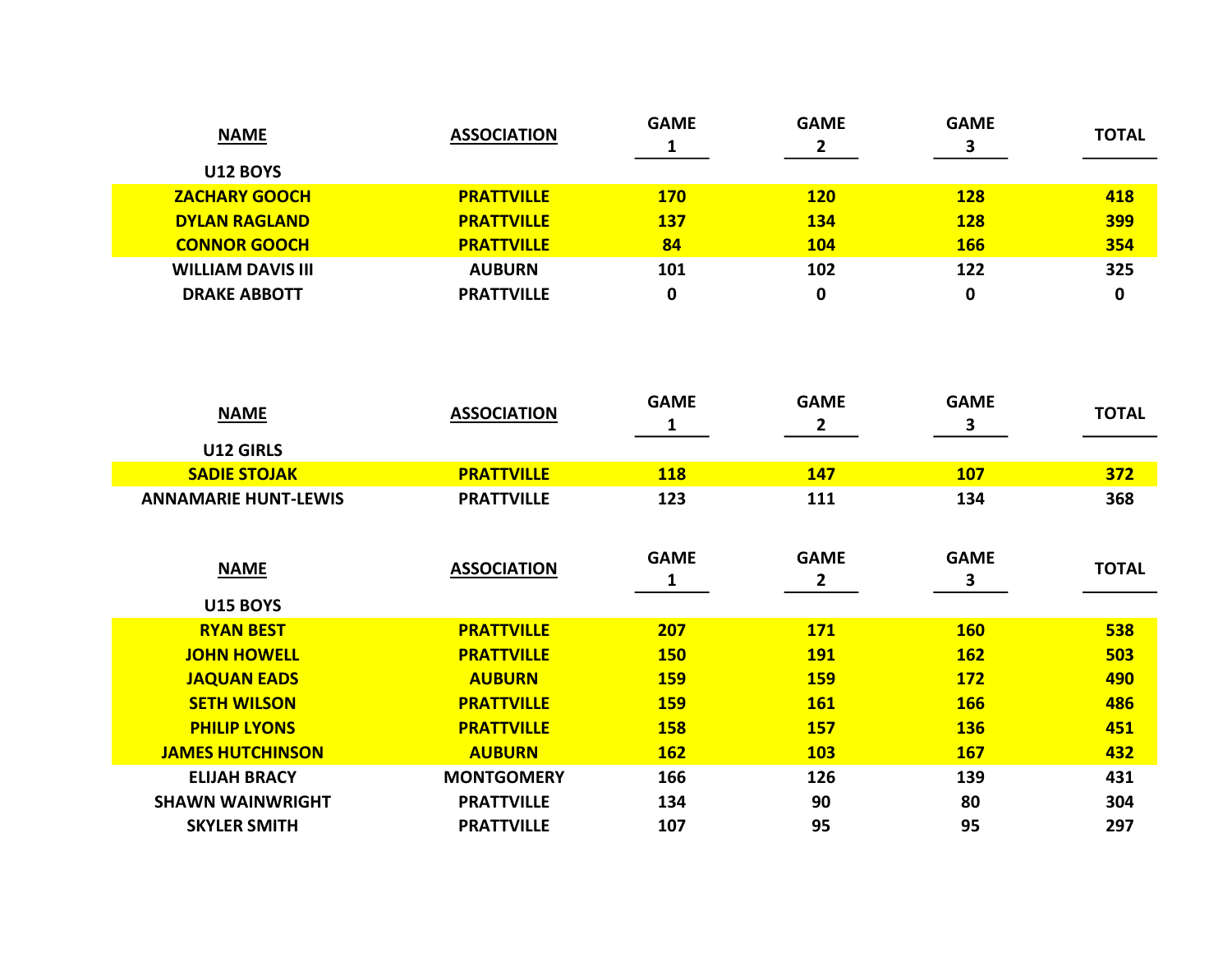| NAME | ASSOCIATION | GAME 1 | GAME 2 | GAME 3 | TOTAL |
|---|---|---|---|---|---|
| **U12 BOYS** | | | | | |
| ZACHARY GOOCH | PRATTVILLE | 170 | 120 | 128 | 418 |
| DYLAN RAGLAND | PRATTVILLE | 137 | 134 | 128 | 399 |
| CONNOR GOOCH | PRATTVILLE | 84 | 104 | 166 | 354 |
| WILLIAM DAVIS III | AUBURN | 101 | 102 | 122 | 325 |
| DRAKE ABBOTT | PRATTVILLE | 0 | 0 | 0 | 0 |

| NAME | ASSOCIATION | GAME 1 | GAME 2 | GAME 3 | TOTAL |
|---|---|---|---|---|---|
| **U12 GIRLS** | | | | | |
| SADIE STOJAK | PRATTVILLE | 118 | 147 | 107 | 372 |
| ANNAMARIE HUNT-LEWIS | PRATTVILLE | 123 | 111 | 134 | 368 |

| NAME | ASSOCIATION | GAME 1 | GAME 2 | GAME 3 | TOTAL |
|---|---|---|---|---|---|
| **U15 BOYS** | | | | | |
| RYAN BEST | PRATTVILLE | 207 | 171 | 160 | 538 |
| JOHN HOWELL | PRATTVILLE | 150 | 191 | 162 | 503 |
| JAQUAN EADS | AUBURN | 159 | 159 | 172 | 490 |
| SETH WILSON | PRATTVILLE | 159 | 161 | 166 | 486 |
| PHILIP LYONS | PRATTVILLE | 158 | 157 | 136 | 451 |
| JAMES HUTCHINSON | AUBURN | 162 | 103 | 167 | 432 |
| ELIJAH BRACY | MONTGOMERY | 166 | 126 | 139 | 431 |
| SHAWN WAINWRIGHT | PRATTVILLE | 134 | 90 | 80 | 304 |
| SKYLER SMITH | PRATTVILLE | 107 | 95 | 95 | 297 |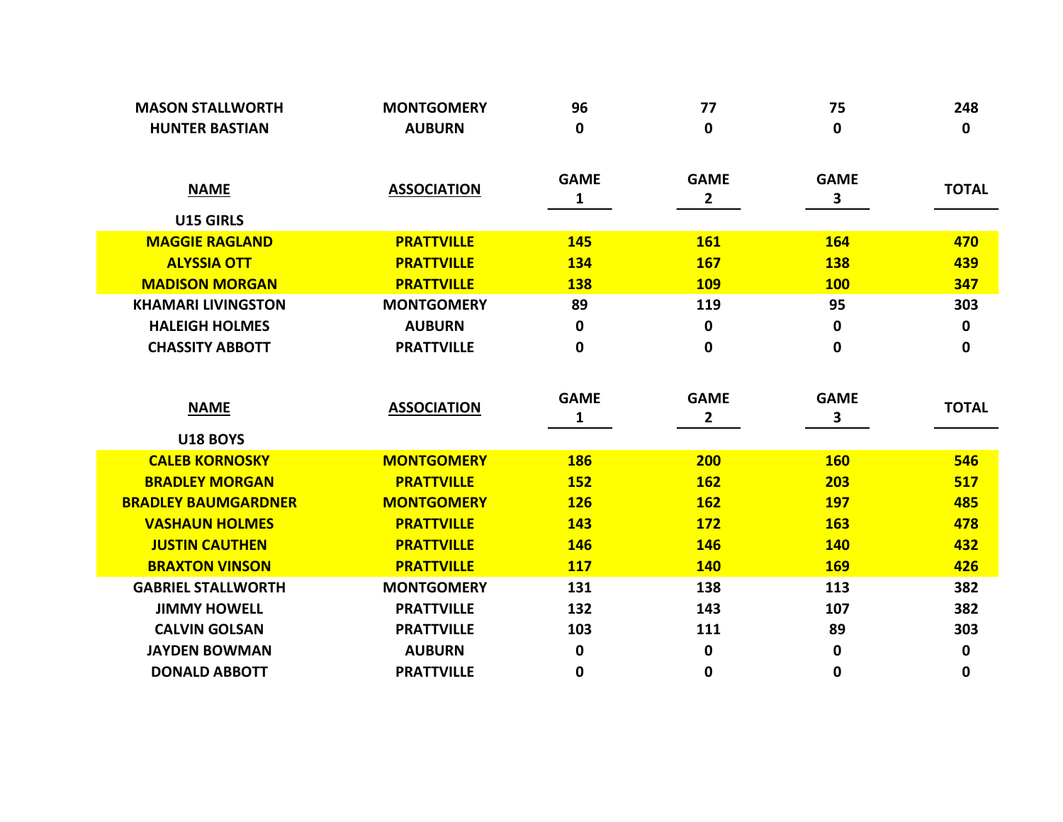| | | | | | |
|---|---|---|---|---|---|
| **MASON STALLWORTH** | **MONTGOMERY** | **96** | **77** | **75** | **248** |
| **HUNTER BASTIAN** | **AUBURN** | **0** | **0** | **0** | **0** |

| **NAME** | **ASSOCIATION** | **GAME 1** | **GAME 2** | **GAME 3** | **TOTAL** |
|---|---|---|---|---|---|
| **U15 GIRLS** | | | | | |
| **MAGGIE RAGLAND** | **PRATTVILLE** | **145** | **161** | **164** | **470** |
| **ALYSSIA OTT** | **PRATTVILLE** | **134** | **167** | **138** | **439** |
| **MADISON MORGAN** | **PRATTVILLE** | **138** | **109** | **100** | **347** |
| **KHAMARI LIVINGSTON** | **MONTGOMERY** | **89** | **119** | **95** | **303** |
| **HALEIGH HOLMES** | **AUBURN** | **0** | **0** | **0** | **0** |
| **CHASSITY ABBOTT** | **PRATTVILLE** | **0** | **0** | **0** | **0** |

| **NAME** | **ASSOCIATION** | **GAME 1** | **GAME 2** | **GAME 3** | **TOTAL** |
|---|---|---|---|---|---|
| **U18 BOYS** | | | | | |
| **CALEB KORNOSKY** | **MONTGOMERY** | **186** | **200** | **160** | **546** |
| **BRADLEY MORGAN** | **PRATTVILLE** | **152** | **162** | **203** | **517** |
| **BRADLEY BAUMGARDNER** | **MONTGOMERY** | **126** | **162** | **197** | **485** |
| **VASHAUN HOLMES** | **PRATTVILLE** | **143** | **172** | **163** | **478** |
| **JUSTIN CAUTHEN** | **PRATTVILLE** | **146** | **146** | **140** | **432** |
| **BRAXTON VINSON** | **PRATTVILLE** | **117** | **140** | **169** | **426** |
| **GABRIEL STALLWORTH** | **MONTGOMERY** | **131** | **138** | **113** | **382** |
| **JIMMY HOWELL** | **PRATTVILLE** | **132** | **143** | **107** | **382** |
| **CALVIN GOLSAN** | **PRATTVILLE** | **103** | **111** | **89** | **303** |
| **JAYDEN BOWMAN** | **AUBURN** | **0** | **0** | **0** | **0** |
| **DONALD ABBOTT** | **PRATTVILLE** | **0** | **0** | **0** | **0** |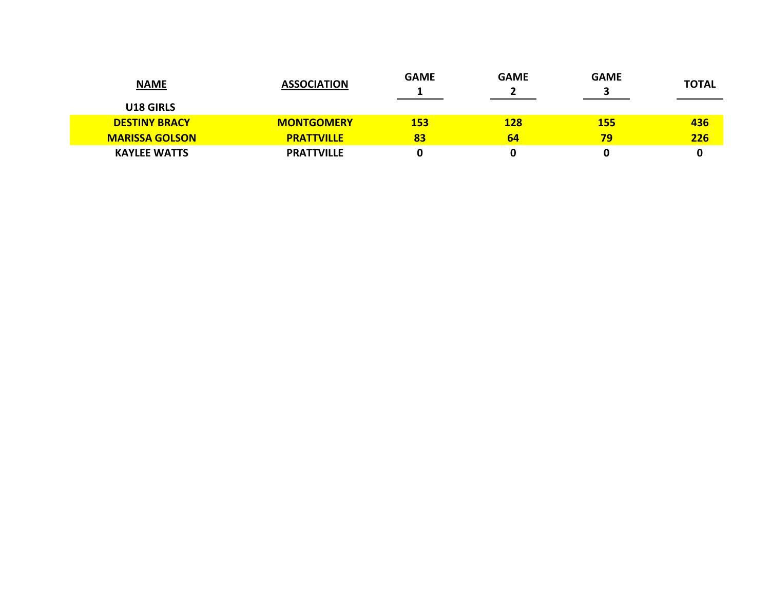| NAME | ASSOCIATION | GAME 1 | GAME 2 | GAME 3 | TOTAL |
|---|---|---|---|---|---|
| **U18 GIRLS** | | | | | |
| **DESTINY BRACY** | **MONTGOMERY** | **153** | **128** | **155** | **436** |
| **MARISSA GOLSON** | **PRATTVILLE** | **83** | **64** | **79** | **226** |
| **KAYLEE WATTS** | **PRATTVILLE** | **0** | **0** | **0** | **0** |